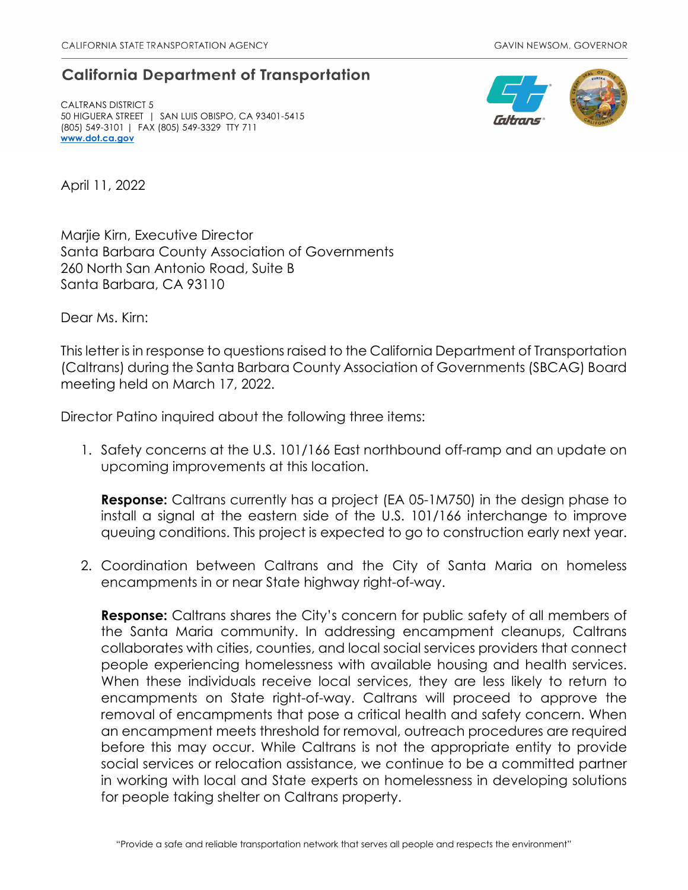CALIFORNIA STATE TRANSPORTATION AGENCY GAVIN NEWSOM, GOVERNOR

## California Department of Transportation

CALTRANS DISTRICT 5
50 HIGUERA STREET | SAN LUIS OBISPO, CA 93401-5415
(805) 549-3101 | FAX (805) 549-3329 TTY 711
www.dot.ca.gov

April 11, 2022

Marjie Kirn, Executive Director
Santa Barbara County Association of Governments
260 North San Antonio Road, Suite B
Santa Barbara, CA 93110

Dear Ms. Kirn:

This letter is in response to questions raised to the California Department of Transportation (Caltrans) during the Santa Barbara County Association of Governments (SBCAG) Board meeting held on March 17, 2022.

Director Patino inquired about the following three items:

1. Safety concerns at the U.S. 101/166 East northbound off-ramp and an update on upcoming improvements at this location.

   **Response:** Caltrans currently has a project (EA 05-1M750) in the design phase to install a signal at the eastern side of the U.S. 101/166 interchange to improve queuing conditions. This project is expected to go to construction early next year.

2. Coordination between Caltrans and the City of Santa Maria on homeless encampments in or near State highway right-of-way.

   **Response:** Caltrans shares the City's concern for public safety of all members of the Santa Maria community. In addressing encampment cleanups, Caltrans collaborates with cities, counties, and local social services providers that connect people experiencing homelessness with available housing and health services. When these individuals receive local services, they are less likely to return to encampments on State right-of-way. Caltrans will proceed to approve the removal of encampments that pose a critical health and safety concern. When an encampment meets threshold for removal, outreach procedures are required before this may occur. While Caltrans is not the appropriate entity to provide social services or relocation assistance, we continue to be a committed partner in working with local and State experts on homelessness in developing solutions for people taking shelter on Caltrans property.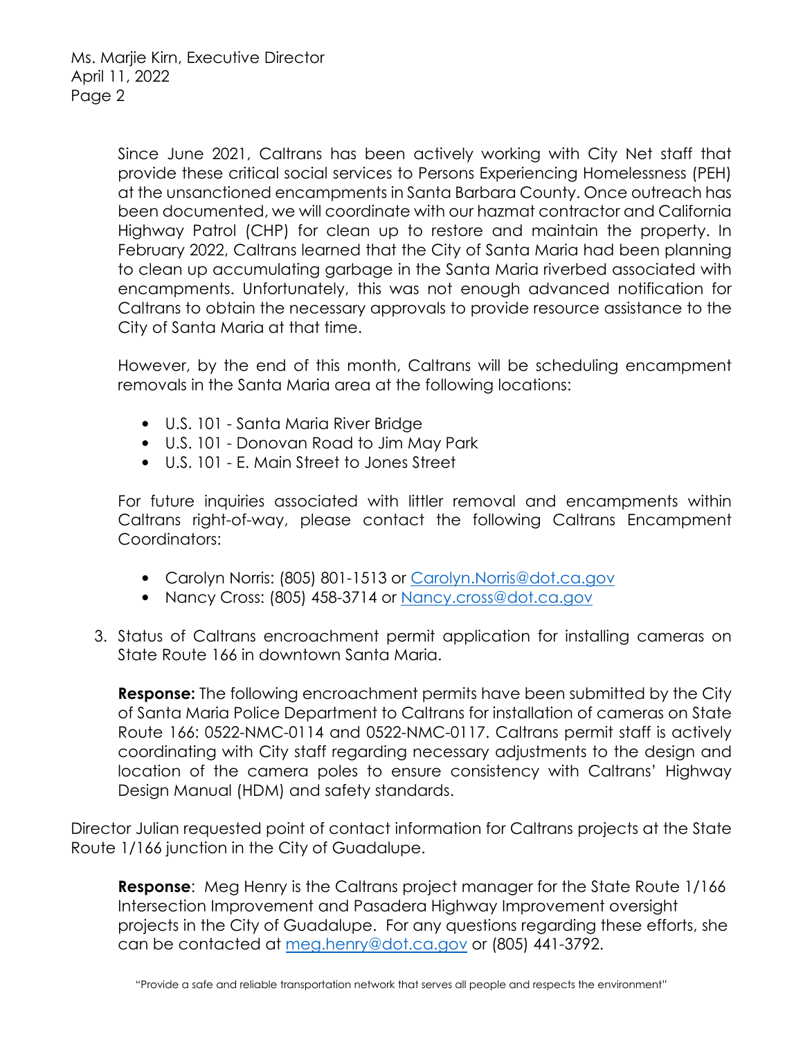Since June 2021, Caltrans has been actively working with City Net staff that provide these critical social services to Persons Experiencing Homelessness (PEH) at the unsanctioned encampments in Santa Barbara County. Once outreach has been documented, we will coordinate with our hazmat contractor and California Highway Patrol (CHP) for clean up to restore and maintain the property. In February 2022, Caltrans learned that the City of Santa Maria had been planning to clean up accumulating garbage in the Santa Maria riverbed associated with encampments. Unfortunately, this was not enough advanced notification for Caltrans to obtain the necessary approvals to provide resource assistance to the City of Santa Maria at that time.

However, by the end of this month, Caltrans will be scheduling encampment removals in the Santa Maria area at the following locations:

- U.S. 101 - Santa Maria River Bridge
- U.S. 101 - Donovan Road to Jim May Park
- U.S. 101 - E. Main Street to Jones Street

For future inquiries associated with littler removal and encampments within Caltrans right-of-way, please contact the following Caltrans Encampment Coordinators:

- Carolyn Norris: (805) 801-1513 or Carolyn.Norris@dot.ca.gov
- Nancy Cross: (805) 458-3714 or Nancy.cross@dot.ca.gov

3. Status of Caltrans encroachment permit application for installing cameras on State Route 166 in downtown Santa Maria.

   **Response:** The following encroachment permits have been submitted by the City of Santa Maria Police Department to Caltrans for installation of cameras on State Route 166: 0522-NMC-0114 and 0522-NMC-0117. Caltrans permit staff is actively coordinating with City staff regarding necessary adjustments to the design and location of the camera poles to ensure consistency with Caltrans' Highway Design Manual (HDM) and safety standards.

Director Julian requested point of contact information for Caltrans projects at the State Route 1/166 junction in the City of Guadalupe.

**Response**: Meg Henry is the Caltrans project manager for the State Route 1/166 Intersection Improvement and Pasadera Highway Improvement oversight projects in the City of Guadalupe. For any questions regarding these efforts, she can be contacted at meg.henry@dot.ca.gov or (805) 441-3792.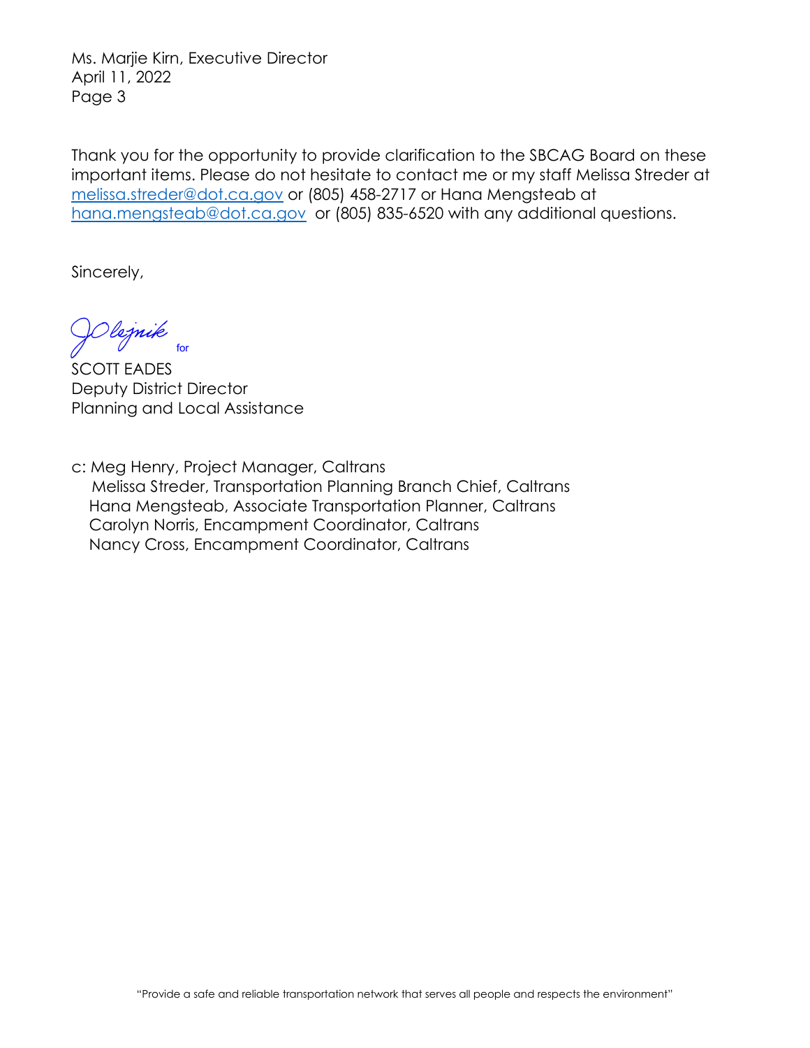Thank you for the opportunity to provide clarification to the SBCAG Board on these important items. Please do not hesitate to contact me or my staff Melissa Streder at melissa.streder@dot.ca.gov or (805) 458-2717 or Hana Mengsteab at hana.mengsteab@dot.ca.gov or (805) 835-6520 with any additional questions.

Sincerely,

JOlejnik for

SCOTT EADES
Deputy District Director
Planning and Local Assistance

c: Meg Henry, Project Manager, Caltrans
Melissa Streder, Transportation Planning Branch Chief, Caltrans
Hana Mengsteab, Associate Transportation Planner, Caltrans
Carolyn Norris, Encampment Coordinator, Caltrans
Nancy Cross, Encampment Coordinator, Caltrans